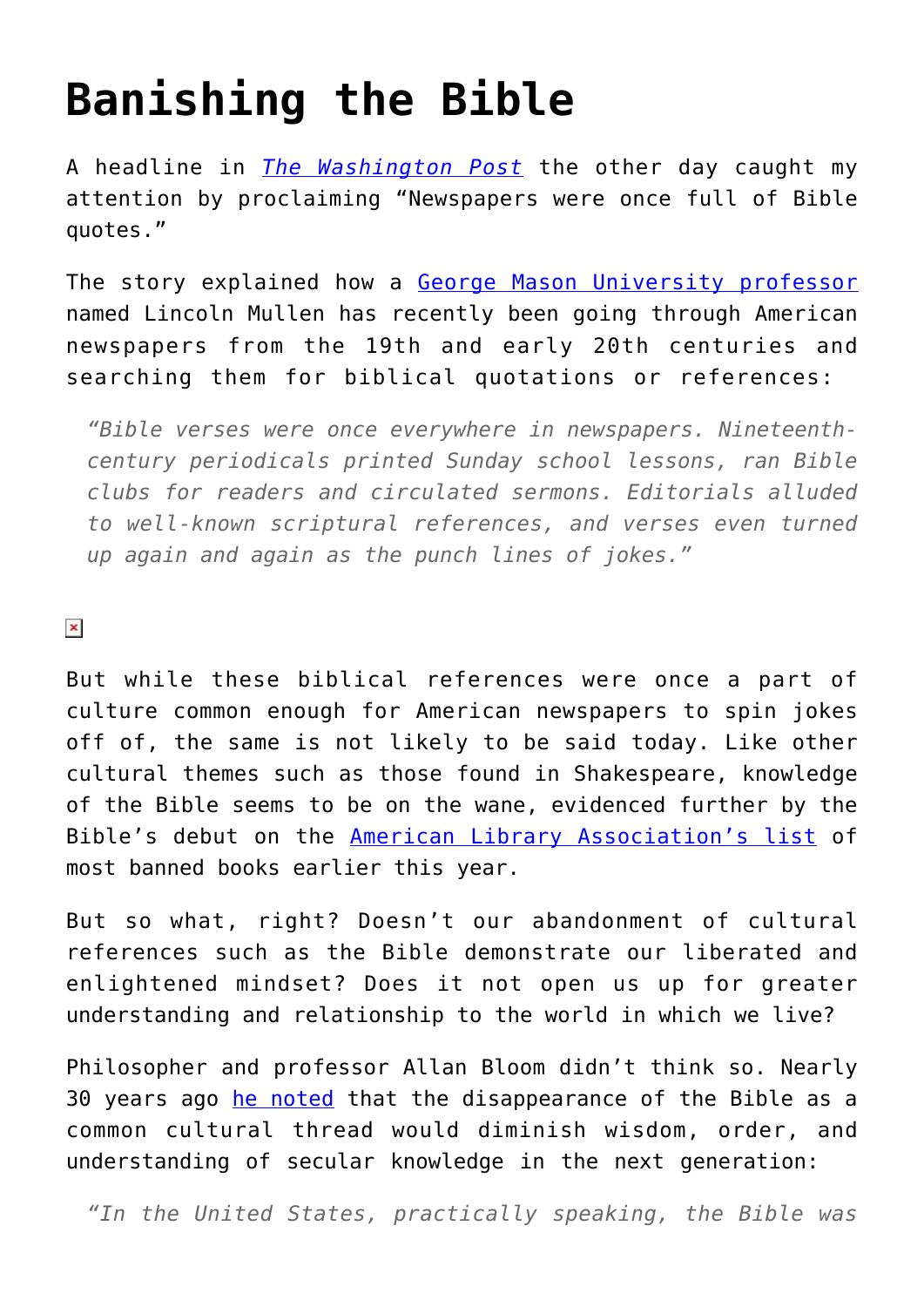# Banishing the Bible

A headline in *The Washington Post* the other day caught my attention by proclaiming "Newspapers were once full of Bible quotes."

The story explained how a George Mason University professor named Lincoln Mullen has recently been going through American newspapers from the 19th and early 20th centuries and searching them for biblical quotations or references:

> *"Bible verses were once everywhere in newspapers. Nineteenth-century periodicals printed Sunday school lessons, ran Bible clubs for readers and circulated sermons. Editorials alluded to well-known scriptural references, and verses even turned up again and again as the punch lines of jokes."*

But while these biblical references were once a part of culture common enough for American newspapers to spin jokes off of, the same is not likely to be said today. Like other cultural themes such as those found in Shakespeare, knowledge of the Bible seems to be on the wane, evidenced further by the Bible's debut on the American Library Association's list of most banned books earlier this year.

But so what, right? Doesn't our abandonment of cultural references such as the Bible demonstrate our liberated and enlightened mindset? Does it not open us up for greater understanding and relationship to the world in which we live?

Philosopher and professor Allan Bloom didn't think so. Nearly 30 years ago he noted that the disappearance of the Bible as a common cultural thread would diminish wisdom, order, and understanding of secular knowledge in the next generation:

> *"In the United States, practically speaking, the Bible was*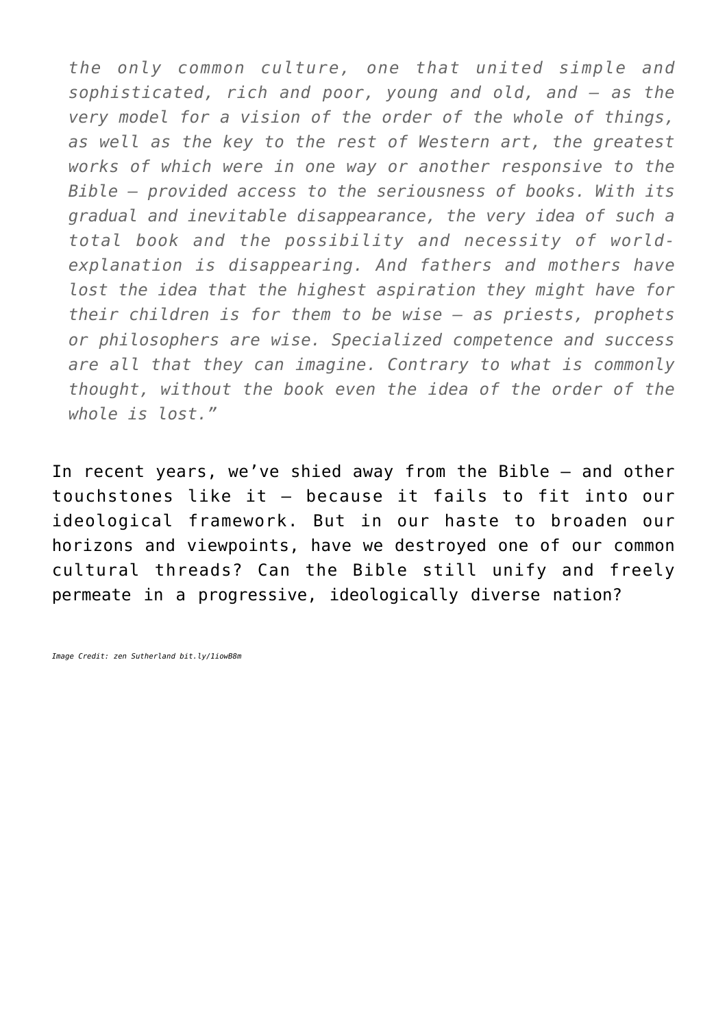*the only common culture, one that united simple and sophisticated, rich and poor, young and old, and – as the very model for a vision of the order of the whole of things, as well as the key to the rest of Western art, the greatest works of which were in one way or another responsive to the Bible – provided access to the seriousness of books. With its gradual and inevitable disappearance, the very idea of such a total book and the possibility and necessity of world-explanation is disappearing. And fathers and mothers have lost the idea that the highest aspiration they might have for their children is for them to be wise – as priests, prophets or philosophers are wise. Specialized competence and success are all that they can imagine. Contrary to what is commonly thought, without the book even the idea of the order of the whole is lost."*

In recent years, we've shied away from the Bible – and other touchstones like it – because it fails to fit into our ideological framework. But in our haste to broaden our horizons and viewpoints, have we destroyed one of our common cultural threads? Can the Bible still unify and freely permeate in a progressive, ideologically diverse nation?

*Image Credit: zen Sutherland bit.ly/1iowB8m*